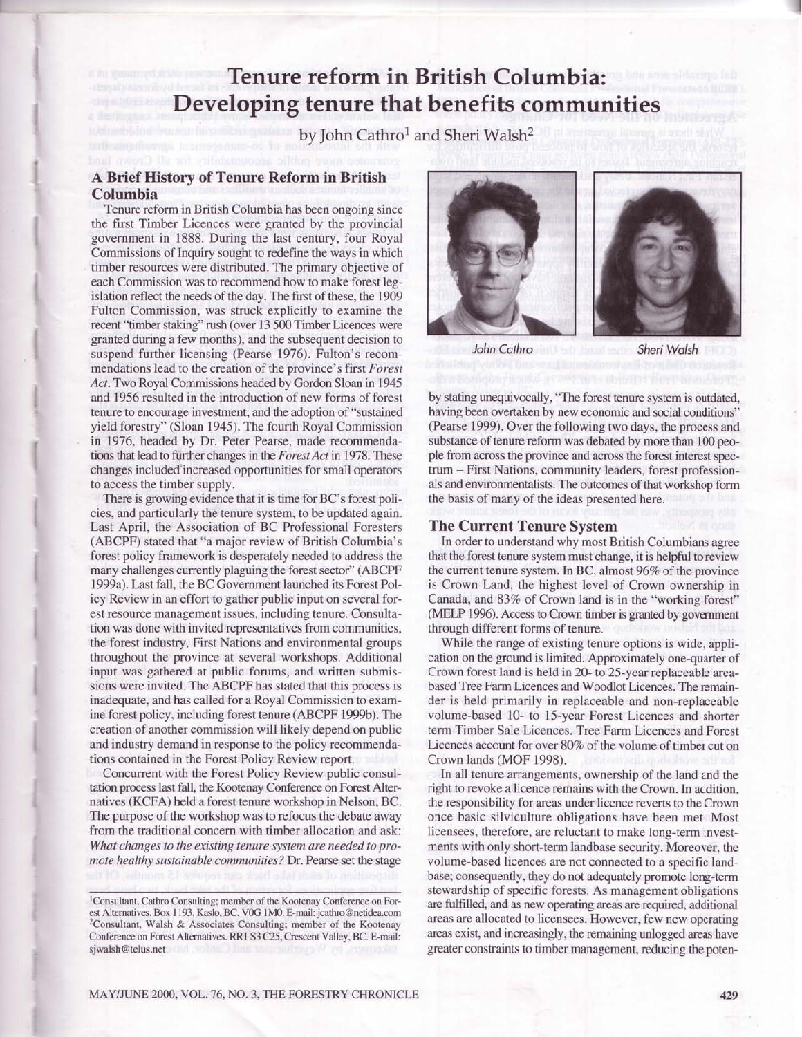# Tenure reform in British Columbia: Developing tenure that benefits communities

by John Cathro[1] and Sheri Walsh[2]

## A Brief History of Tenure Reform in British Columbia

Tenure reform in British Columbia has been ongoing since the first Timber Licences were granted by the provincial government in 1888. During the last century, four Royal Commissions of Inquiry sought to redefine the ways in which timber resources were distributed. The primary objective of each Commission was to recommend how to make forest legislation reflect the needs of the day. The first of these, the 1909 Fulton Commission, was struck explicitly to examine the recent "timber staking" rush (over 13 500 Timber Licences were granted during a few months), and the subsequent decision to suspend further licensing (Pearse 1976). Fulton's recommendations lead to the creation of the province's first *Forest Act*. Two Royal Commissions headed by Gordon Sloan in 1945 and 1956 resulted in the introduction of new forms of forest tenure to encourage investment, and the adoption of "sustained yield forestry" (Sloan 1945). The fourth Royal Commission in 1976, headed by Dr. Peter Pearse, made recommendations that lead to further changes in the *Forest Act* in 1978. These changes included increased opportunities for small operators to access the timber supply.

There is growing evidence that it is time for BC's forest policies, and particularly the tenure system, to be updated again. Last April, the Association of BC Professional Foresters (ABCPF) stated that "a major review of British Columbia's forest policy framework is desperately needed to address the many challenges currently plaguing the forest sector" (ABCPF 1999a). Last fall, the BC Government launched its Forest Policy Review in an effort to gather public input on several forest resource management issues, including tenure. Consultation was done with invited representatives from communities, the forest industry, First Nations and environmental groups throughout the province at several workshops. Additional input was gathered at public forums, and written submissions were invited. The ABCPF has stated that this process is inadequate, and has called for a Royal Commission to examine forest policy, including forest tenure (ABCPF 1999b). The creation of another commission will likely depend on public and industry demand in response to the policy recommendations contained in the Forest Policy Review report.

Concurrent with the Forest Policy Review public consultation process last fall, the Kootenay Conference on Forest Alternatives (KCFA) held a forest tenure workshop in Nelson, BC. The purpose of the workshop was to refocus the debate away from the traditional concern with timber allocation and ask: *What changes to the existing tenure system are needed to promote healthy sustainable communities?* Dr. Pearse set the stage by stating unequivocally, "The forest tenure system is outdated, having been overtaken by new economic and social conditions" (Pearse 1999). Over the following two days, the process and substance of tenure reform was debated by more than 100 people from across the province and across the forest interest spectrum – First Nations, community leaders, forest professionals and environmentalists. The outcomes of that workshop form the basis of many of the ideas presented here.

John Cathro    Sheri Walsh

## The Current Tenure System

In order to understand why most British Columbians agree that the forest tenure system must change, it is helpful to review the current tenure system. In BC, almost 96% of the province is Crown Land, the highest level of Crown ownership in Canada, and 83% of Crown land is in the "working forest" (MELP 1996). Access to Crown timber is granted by government through different forms of tenure.

While the range of existing tenure options is wide, application on the ground is limited. Approximately one-quarter of Crown forest land is held in 20- to 25-year replaceable area-based Tree Farm Licences and Woodlot Licences. The remainder is held primarily in replaceable and non-replaceable volume-based 10- to 15-year Forest Licences and shorter term Timber Sale Licences. Tree Farm Licences and Forest Licences account for over 80% of the volume of timber cut on Crown lands (MOF 1998).

In all tenure arrangements, ownership of the land and the right to revoke a licence remains with the Crown. In addition, the responsibility for areas under licence reverts to the Crown once basic silviculture obligations have been met. Most licensees, therefore, are reluctant to make long-term investments with only short-term landbase security. Moreover, the volume-based licences are not connected to a specific landbase; consequently, they do not adequately promote long-term stewardship of specific forests. As management obligations are fulfilled, and as new operating areas are required, additional areas are allocated to licensees. However, few new operating areas exist, and increasingly, the remaining unlogged areas have greater constraints to timber management, reducing the poten-

---

[1]Consultant, Cathro Consulting; member of the Kootenay Conference on Forest Alternatives. Box 1193, Kaslo, BC. V0G 1M0. E-mail: jcathro@netidea.com

[2]Consultant, Walsh & Associates Consulting; member of the Kootenay Conference on Forest Alternatives. RR1 S3 C25, Crescent Valley, BC. E-mail: sjwalsh@telus.net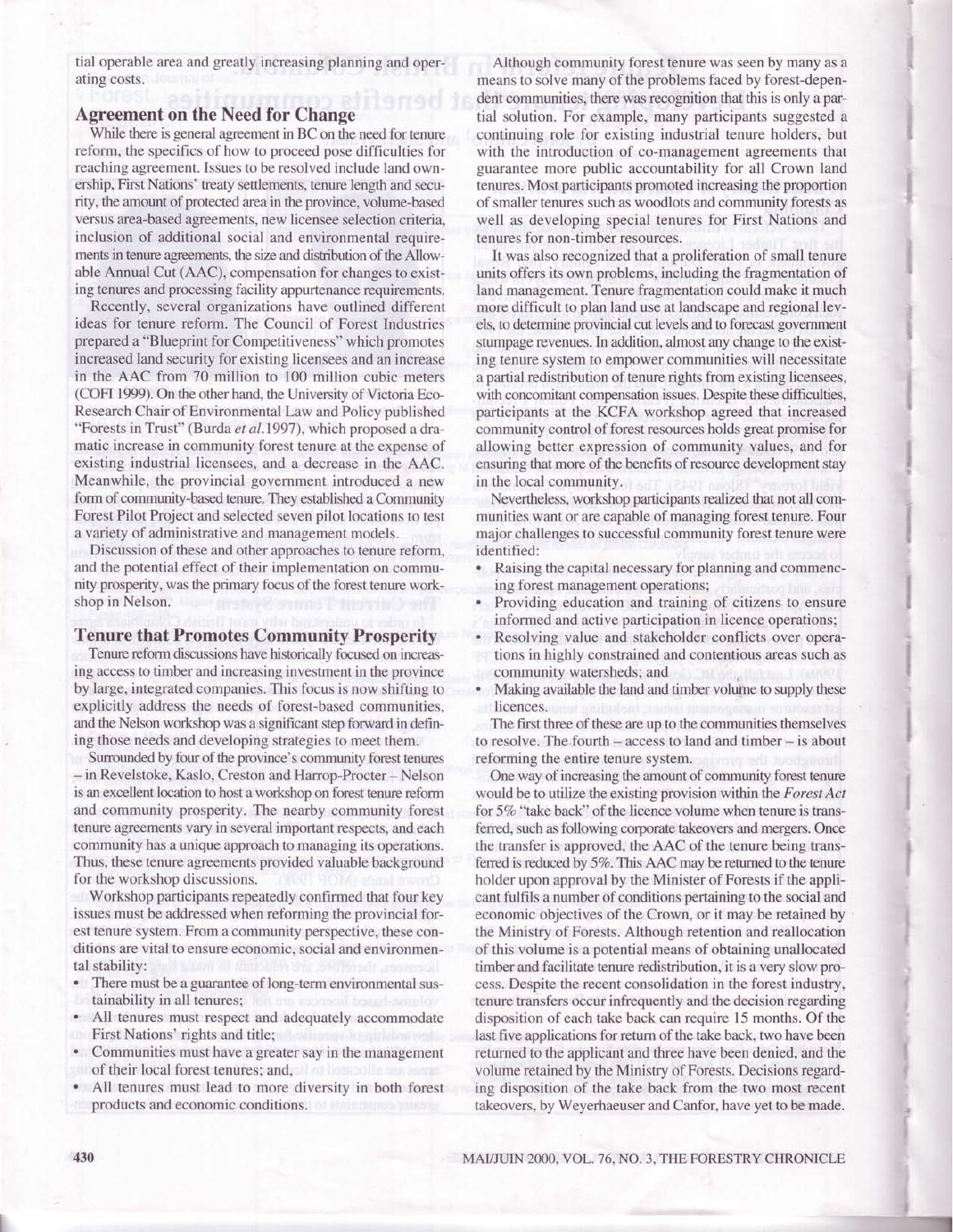tial operable area and greatly increasing planning and operating costs.

## Agreement on the Need for Change

While there is general agreement in BC on the need for tenure reform, the specifics of how to proceed pose difficulties for reaching agreement. Issues to be resolved include land ownership, First Nations' treaty settlements, tenure length and security, the amount of protected area in the province, volume-based versus area-based agreements, new licensee selection criteria, inclusion of additional social and environmental requirements in tenure agreements, the size and distribution of the Allowable Annual Cut (AAC), compensation for changes to existing tenures and processing facility appurtenance requirements.

Recently, several organizations have outlined different ideas for tenure reform. The Council of Forest Industries prepared a "Blueprint for Competitiveness" which promotes increased land security for existing licensees and an increase in the AAC from 70 million to 100 million cubic meters (COFI 1999). On the other hand, the University of Victoria Eco-Research Chair of Environmental Law and Policy published "Forests in Trust" (Burda *et al.*1997), which proposed a dramatic increase in community forest tenure at the expense of existing industrial licensees, and a decrease in the AAC. Meanwhile, the provincial government introduced a new form of community-based tenure. They established a Community Forest Pilot Project and selected seven pilot locations to test a variety of administrative and management models.

Discussion of these and other approaches to tenure reform, and the potential effect of their implementation on community prosperity, was the primary focus of the forest tenure workshop in Nelson.

## Tenure that Promotes Community Prosperity

Tenure reform discussions have historically focused on increasing access to timber and increasing investment in the province by large, integrated companies. This focus is now shifting to explicitly address the needs of forest-based communities, and the Nelson workshop was a significant step forward in defining those needs and developing strategies to meet them.

Surrounded by four of the province's community forest tenures – in Revelstoke, Kaslo, Creston and Harrop-Procter – Nelson is an excellent location to host a workshop on forest tenure reform and community prosperity. The nearby community forest tenure agreements vary in several important respects, and each community has a unique approach to managing its operations. Thus, these tenure agreements provided valuable background for the workshop discussions.

Workshop participants repeatedly confirmed that four key issues must be addressed when reforming the provincial forest tenure system. From a community perspective, these conditions are vital to ensure economic, social and environmental stability:

- There must be a guarantee of long-term environmental sustainability in all tenures;
- All tenures must respect and adequately accommodate First Nations' rights and title;
- Communities must have a greater say in the management of their local forest tenures; and,
- All tenures must lead to more diversity in both forest products and economic conditions.

Although community forest tenure was seen by many as a means to solve many of the problems faced by forest-dependent communities, there was recognition that this is only a partial solution. For example, many participants suggested a continuing role for existing industrial tenure holders, but with the introduction of co-management agreements that guarantee more public accountability for all Crown land tenures. Most participants promoted increasing the proportion of smaller tenures such as woodlots and community forests as well as developing special tenures for First Nations and tenures for non-timber resources.

It was also recognized that a proliferation of small tenure units offers its own problems, including the fragmentation of land management. Tenure fragmentation could make it much more difficult to plan land use at landscape and regional levels, to determine provincial cut levels and to forecast government stumpage revenues. In addition, almost any change to the existing tenure system to empower communities will necessitate a partial redistribution of tenure rights from existing licensees, with concomitant compensation issues. Despite these difficulties, participants at the KCFA workshop agreed that increased community control of forest resources holds great promise for allowing better expression of community values, and for ensuring that more of the benefits of resource development stay in the local community.

Nevertheless, workshop participants realized that not all communities want or are capable of managing forest tenure. Four major challenges to successful community forest tenure were identified:

- Raising the capital necessary for planning and commencing forest management operations;
- Providing education and training of citizens to ensure informed and active participation in licence operations;
- Resolving value and stakeholder conflicts over operations in highly constrained and contentious areas such as community watersheds; and
- Making available the land and timber volume to supply these licences.

The first three of these are up to the communities themselves to resolve. The fourth – access to land and timber – is about reforming the entire tenure system.

One way of increasing the amount of community forest tenure would be to utilize the existing provision within the *Forest Act* for 5% "take back" of the licence volume when tenure is transferred, such as following corporate takeovers and mergers. Once the transfer is approved, the AAC of the tenure being transferred is reduced by 5%. This AAC may be returned to the tenure holder upon approval by the Minister of Forests if the applicant fulfils a number of conditions pertaining to the social and economic objectives of the Crown, or it may be retained by the Ministry of Forests. Although retention and reallocation of this volume is a potential means of obtaining unallocated timber and facilitate tenure redistribution, it is a very slow process. Despite the recent consolidation in the forest industry, tenure transfers occur infrequently and the decision regarding disposition of each take back can require 15 months. Of the last five applications for return of the take back, two have been returned to the applicant and three have been denied, and the volume retained by the Ministry of Forests. Decisions regarding disposition of the take back from the two most recent takeovers, by Weyerhaeuser and Canfor, have yet to be made.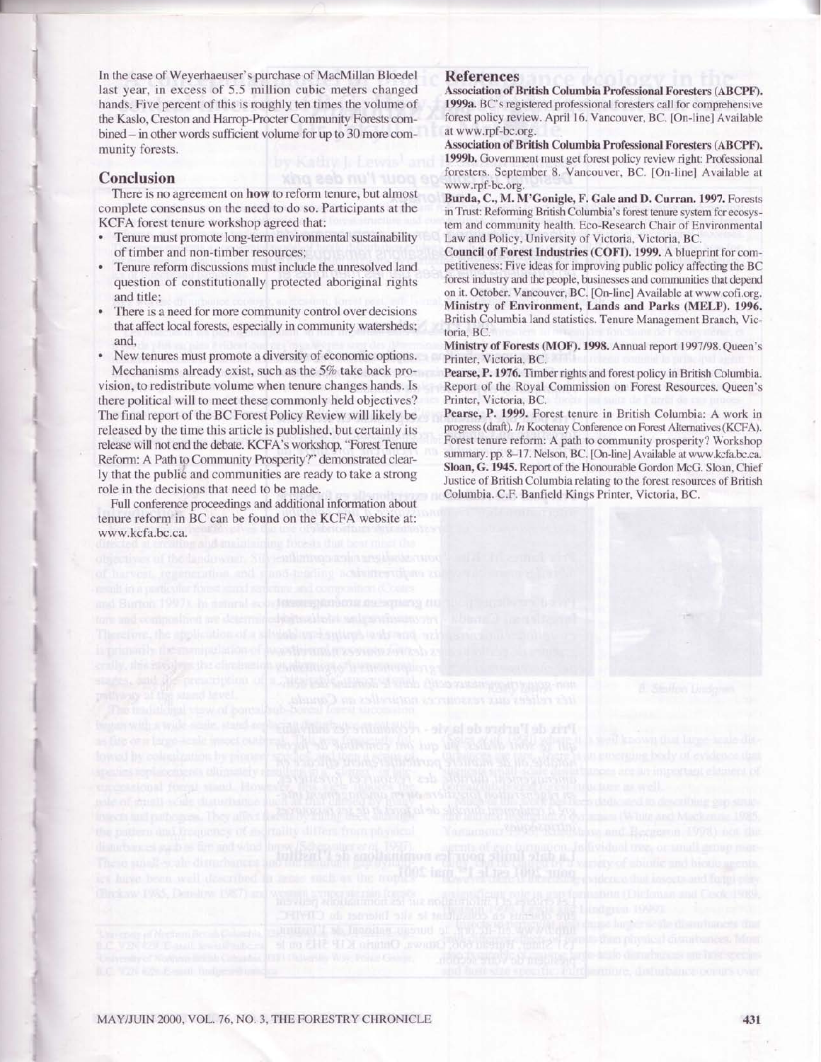In the case of Weyerhaeuser's purchase of MacMillan Bloedel last year, in excess of 5.5 million cubic meters changed hands. Five percent of this is roughly ten times the volume of the Kaslo, Creston and Harrop-Procter Community Forests combined – in other words sufficient volume for up to 30 more community forests.

## Conclusion

There is no agreement on how to reform tenure, but almost complete consensus on the need to do so. Participants at the KCFA forest tenure workshop agreed that:

- Tenure must promote long-term environmental sustainability of timber and non-timber resources;
- Tenure reform discussions must include the unresolved land question of constitutionally protected aboriginal rights and title;
- There is a need for more community control over decisions that affect local forests, especially in community watersheds; and,
- New tenures must promote a diversity of economic options.

Mechanisms already exist, such as the 5% take back provision, to redistribute volume when tenure changes hands. Is there political will to meet these commonly held objectives? The final report of the BC Forest Policy Review will likely be released by the time this article is published, but certainly its release will not end the debate. KCFA's workshop, "Forest Tenure Reform: A Path to Community Prosperity?" demonstrated clearly that the public and communities are ready to take a strong role in the decisions that need to be made.

Full conference proceedings and additional information about tenure reform in BC can be found on the KCFA website at: www.kcfa.bc.ca.

## References

**Association of British Columbia Professional Foresters (ABCPF). 1999a.** BC's registered professional foresters call for comprehensive forest policy review. April 16. Vancouver, BC. [On-line] Available at www.rpf-bc.org.

**Association of British Columbia Professional Foresters (ABCPF). 1999b.** Government must get forest policy review right: Professional foresters. September 8. Vancouver, BC. [On-line] Available at www.rpf-bc.org.

**Burda, C., M. M'Gonigle, F. Gale and D. Curran. 1997.** Forests in Trust: Reforming British Columbia's forest tenure system for ecosystem and community health. Eco-Research Chair of Environmental Law and Policy, University of Victoria, Victoria, BC.

**Council of Forest Industries (COFI). 1999.** A blueprint for competitiveness: Five ideas for improving public policy affecting the BC forest industry and the people, businesses and communities that depend on it. October. Vancouver, BC. [On-line] Available at www.cofi.org.

**Ministry of Environment, Lands and Parks (MELP). 1996.** British Columbia land statistics. Tenure Management Branch, Victoria, BC.

**Ministry of Forests (MOF). 1998.** Annual report 1997/98. Queen's Printer, Victoria, BC.

**Pearse, P. 1976.** Timber rights and forest policy in British Columbia. Report of the Royal Commission on Forest Resources. Queen's Printer, Victoria, BC.

**Pearse, P. 1999.** Forest tenure in British Columbia: A work in progress (draft). *In* Kootenay Conference on Forest Alternatives (KCFA). Forest tenure reform: A path to community prosperity? Workshop summary. pp. 8–17. Nelson, BC. [On-line] Available at www.kcfa.bc.ca.

**Sloan, G. 1945.** Report of the Honourable Gordon McG. Sloan, Chief Justice of British Columbia relating to the forest resources of British Columbia. C.F. Banfield Kings Printer, Victoria, BC.